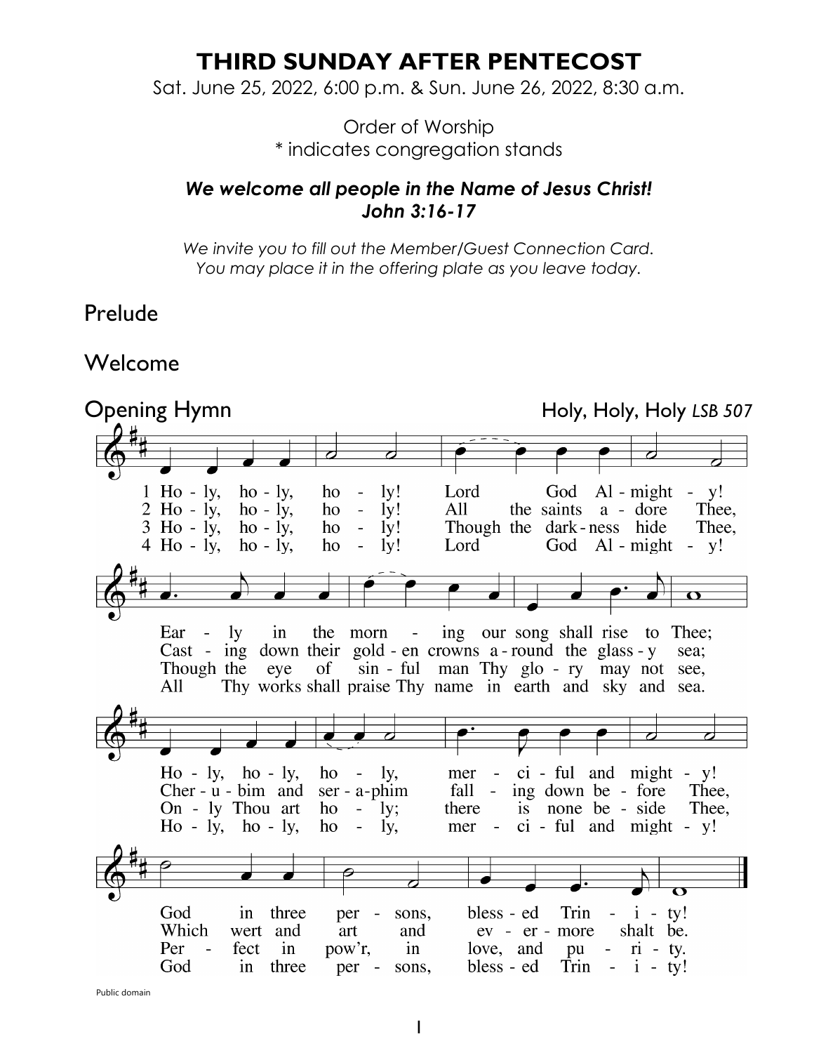# THIRD SUNDAY AFTER PENTECOST

Sat. June 25, 2022, 6:00 p.m. & Sun. June 26, 2022, 8:30 a.m.

Order of Worship
\* indicates congregation stands

***We welcome all people in the Name of Jesus Christ!***
***John 3:16-17***

*We invite you to fill out the Member/Guest Connection Card.*
*You may place it in the offering plate as you leave today.*

## Prelude

## Welcome

## Opening Hymn — Holy, Holy, Holy *LSB 507*

1 Ho - ly, ho - ly, ho - ly! Lord God Al - might - y!
Ear - ly in the morn - ing our song shall rise to Thee;
Ho - ly, ho - ly, ho - ly, mer - ci - ful and might - y!
God in three per - sons, bless - ed Trin - i - ty!

2 Ho - ly, ho - ly, ho - ly! All the saints a - dore Thee,
Cast - ing down their gold - en crowns a - round the glass - y sea;
Cher - u - bim and ser - a - phim fall - ing down be - fore Thee,
Which wert and art and ev - er - more shalt be.

3 Ho - ly, ho - ly, ho - ly! Though the dark - ness hide Thee,
Though the eye of sin - ful man Thy glo - ry may not see,
On - ly Thou art ho - ly; there is none be - side Thee,
Per - fect in pow'r, in love, and pu - ri - ty.

4 Ho - ly, ho - ly, ho - ly! Lord God Al - might - y!
All Thy works shall praise Thy name in earth and sky and sea.
Ho - ly, ho - ly, ho - ly, mer - ci - ful and might - y!
God in three per - sons, bless - ed Trin - i - ty!

Public domain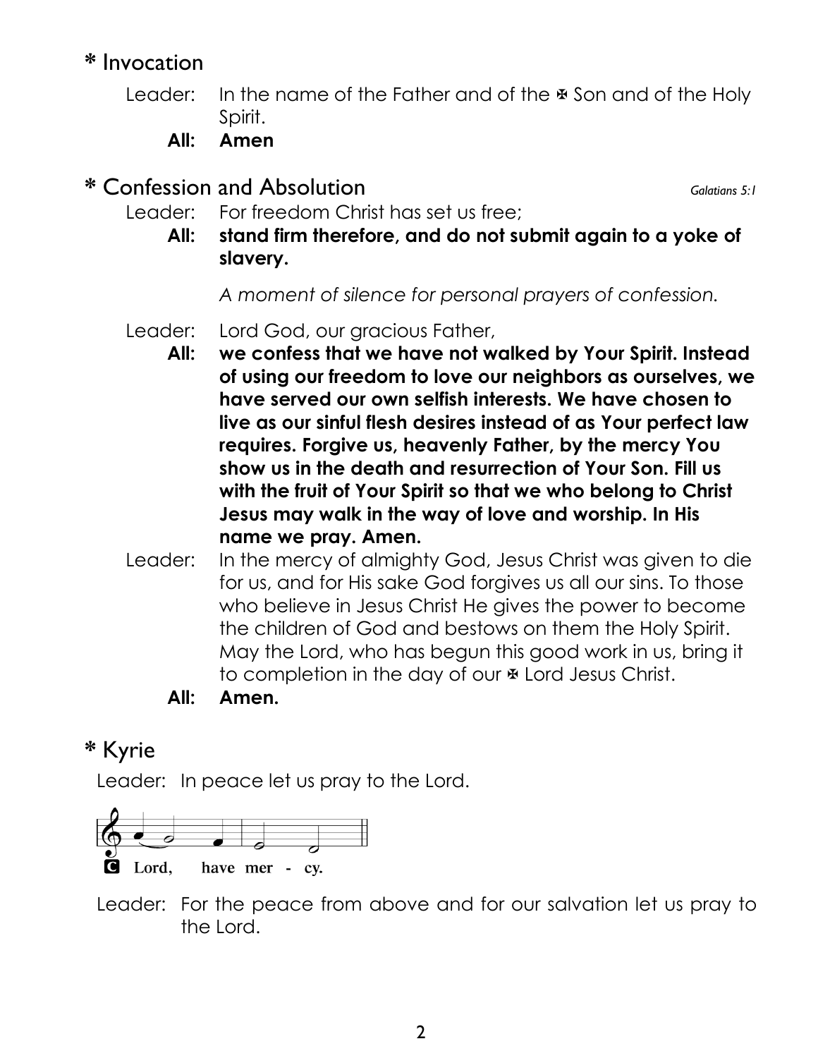## * Invocation

Leader: In the name of the Father and of the ✠ Son and of the Holy Spirit.

**All: Amen**

## * Confession and Absolution

*Galatians 5:1*

Leader: For freedom Christ has set us free;

**All: stand firm therefore, and do not submit again to a yoke of slavery.**

*A moment of silence for personal prayers of confession.*

Leader: Lord God, our gracious Father,

**All: we confess that we have not walked by Your Spirit. Instead of using our freedom to love our neighbors as ourselves, we have served our own selfish interests. We have chosen to live as our sinful flesh desires instead of as Your perfect law requires. Forgive us, heavenly Father, by the mercy You show us in the death and resurrection of Your Son. Fill us with the fruit of Your Spirit so that we who belong to Christ Jesus may walk in the way of love and worship. In His name we pray. Amen.**

Leader: In the mercy of almighty God, Jesus Christ was given to die for us, and for His sake God forgives us all our sins. To those who believe in Jesus Christ He gives the power to become the children of God and bestows on them the Holy Spirit. May the Lord, who has begun this good work in us, bring it to completion in the day of our ✠ Lord Jesus Christ.

**All: Amen.**

## * Kyrie

Leader: In peace let us pray to the Lord.

**C Lord, have mer - cy.**

Leader: For the peace from above and for our salvation let us pray to the Lord.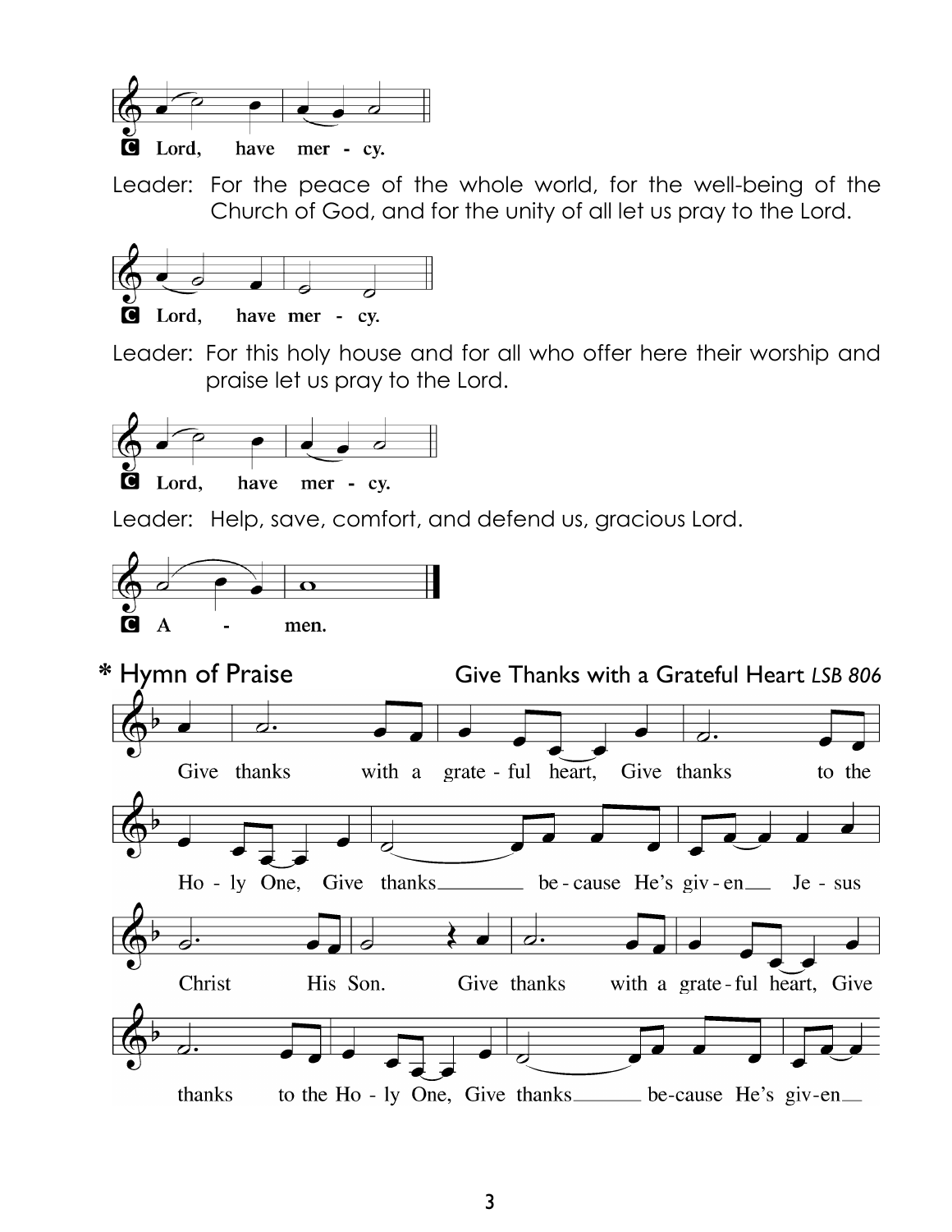C Lord, have mer - cy.

Leader: For the peace of the whole world, for the well-being of the Church of God, and for the unity of all let us pray to the Lord.

C Lord, have mer - cy.

Leader: For this holy house and for all who offer here their worship and praise let us pray to the Lord.

C Lord, have mer - cy.

Leader: Help, save, comfort, and defend us, gracious Lord.

C A - men.

## * Hymn of Praise — Give Thanks with a Grateful Heart *LSB 806*

Give thanks with a grate - ful heart, Give thanks to the Ho - ly One, Give thanks be - cause He's giv - en Je - sus Christ His Son. Give thanks with a grate - ful heart, Give thanks to the Ho - ly One, Give thanks be - cause He's giv - en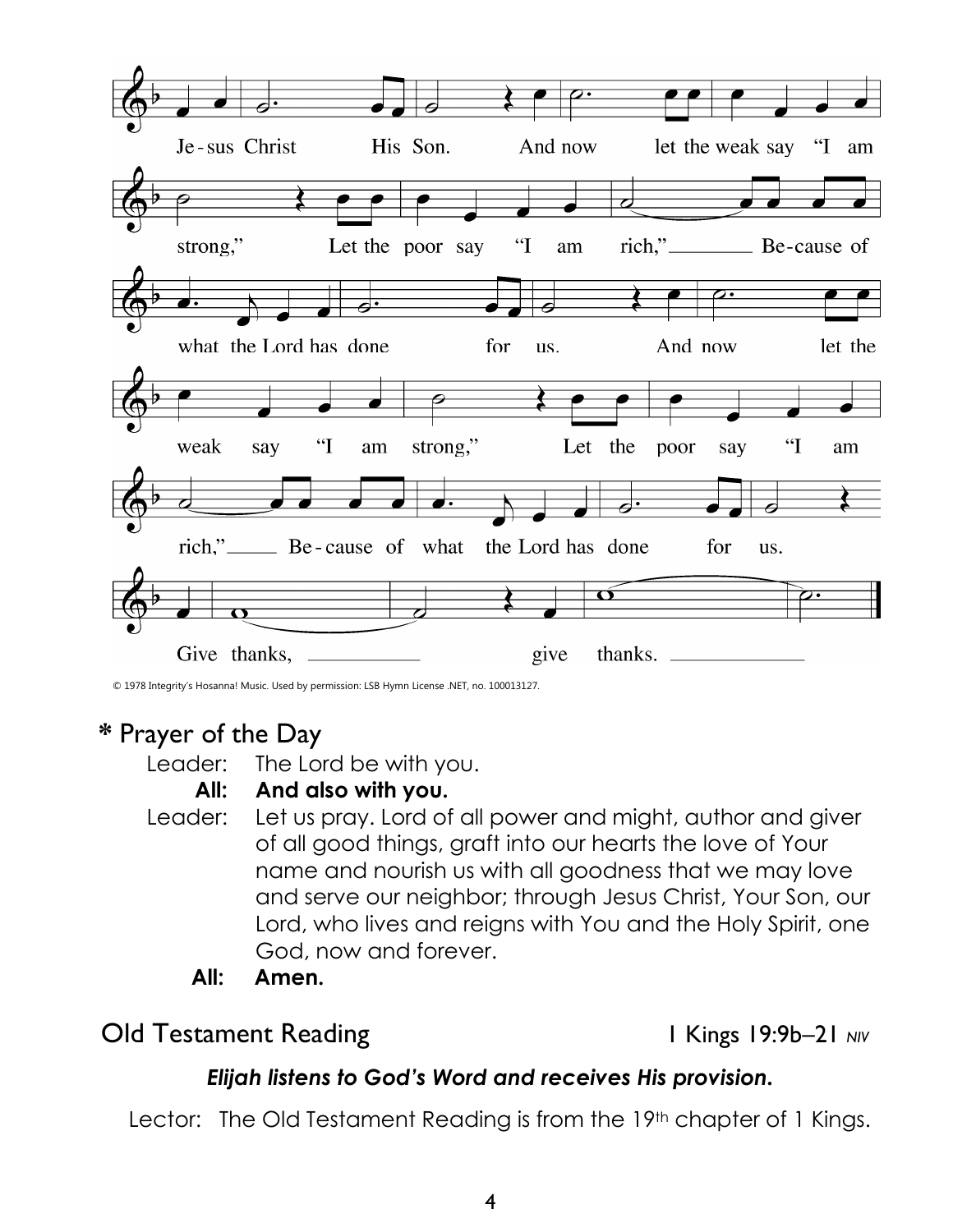Je-sus Christ His Son. And now let the weak say "I am strong," Let the poor say "I am rich," Be-cause of what the Lord has done for us. And now let the weak say "I am strong," Let the poor say "I am rich," Be-cause of what the Lord has done for us. Give thanks, give thanks.

© 1978 Integrity's Hosanna! Music. Used by permission: LSB Hymn License .NET, no. 100013127.

## * Prayer of the Day

Leader: The Lord be with you.

**All: And also with you.**

Leader: Let us pray. Lord of all power and might, author and giver of all good things, graft into our hearts the love of Your name and nourish us with all goodness that we may love and serve our neighbor; through Jesus Christ, Your Son, our Lord, who lives and reigns with You and the Holy Spirit, one God, now and forever.

**All: Amen.**

## Old Testament Reading — 1 Kings 19:9b–21 *NIV*

***Elijah listens to God's Word and receives His provision.***

Lector: The Old Testament Reading is from the 19th chapter of 1 Kings.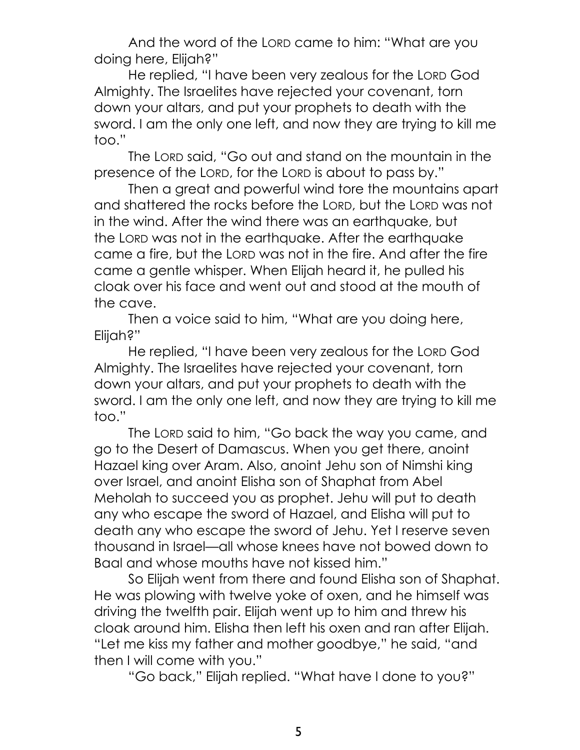And the word of the LORD came to him: "What are you doing here, Elijah?"

He replied, "I have been very zealous for the LORD God Almighty. The Israelites have rejected your covenant, torn down your altars, and put your prophets to death with the sword. I am the only one left, and now they are trying to kill me too."

The LORD said, "Go out and stand on the mountain in the presence of the LORD, for the LORD is about to pass by."

Then a great and powerful wind tore the mountains apart and shattered the rocks before the LORD, but the LORD was not in the wind. After the wind there was an earthquake, but the LORD was not in the earthquake. After the earthquake came a fire, but the LORD was not in the fire. And after the fire came a gentle whisper. When Elijah heard it, he pulled his cloak over his face and went out and stood at the mouth of the cave.

Then a voice said to him, "What are you doing here, Elijah?"

He replied, "I have been very zealous for the LORD God Almighty. The Israelites have rejected your covenant, torn down your altars, and put your prophets to death with the sword. I am the only one left, and now they are trying to kill me too."

The LORD said to him, "Go back the way you came, and go to the Desert of Damascus. When you get there, anoint Hazael king over Aram. Also, anoint Jehu son of Nimshi king over Israel, and anoint Elisha son of Shaphat from Abel Meholah to succeed you as prophet. Jehu will put to death any who escape the sword of Hazael, and Elisha will put to death any who escape the sword of Jehu. Yet I reserve seven thousand in Israel—all whose knees have not bowed down to Baal and whose mouths have not kissed him."

So Elijah went from there and found Elisha son of Shaphat. He was plowing with twelve yoke of oxen, and he himself was driving the twelfth pair. Elijah went up to him and threw his cloak around him. Elisha then left his oxen and ran after Elijah. "Let me kiss my father and mother goodbye," he said, "and then I will come with you."

"Go back," Elijah replied. "What have I done to you?"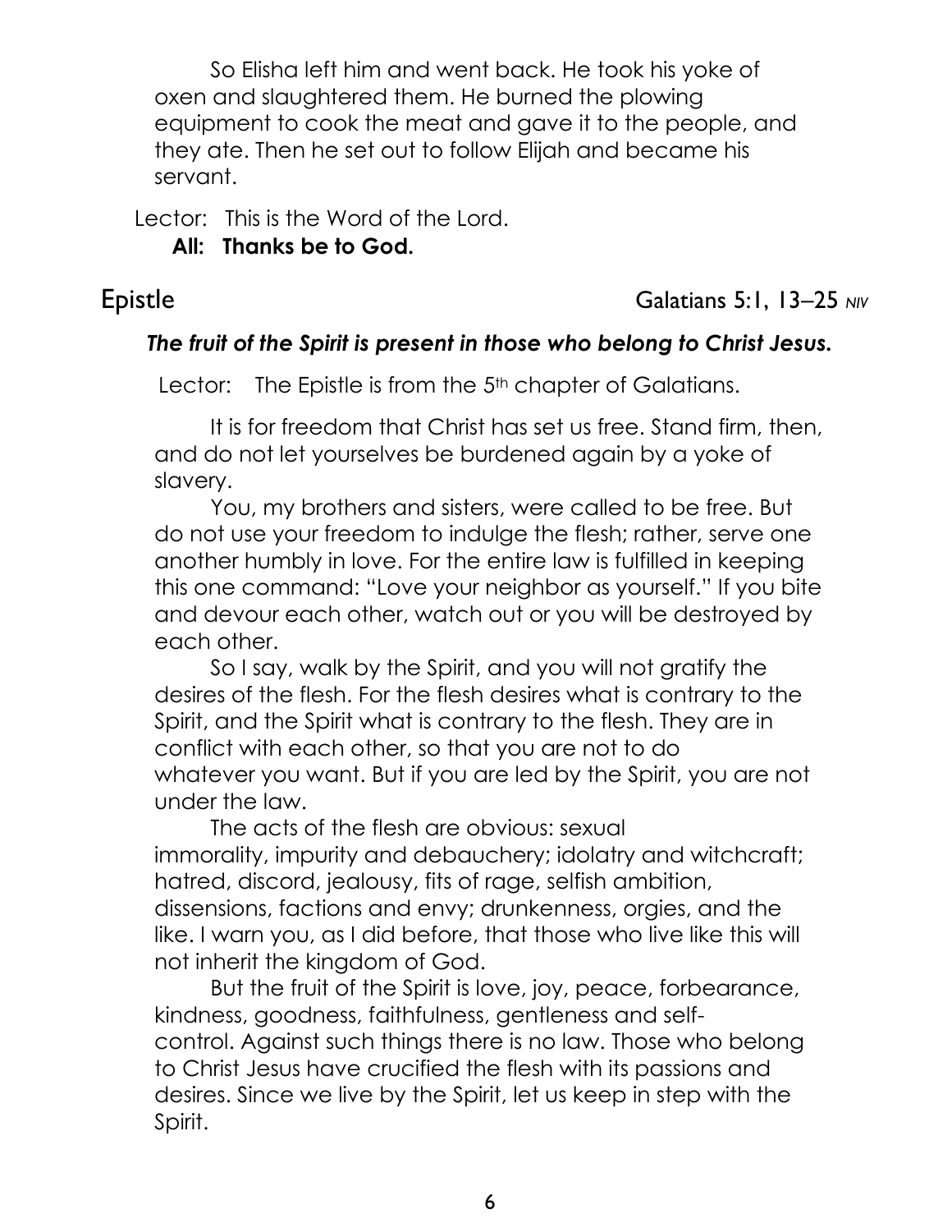So Elisha left him and went back. He took his yoke of oxen and slaughtered them. He burned the plowing equipment to cook the meat and gave it to the people, and they ate. Then he set out to follow Elijah and became his servant.

Lector: This is the Word of the Lord.

**All: Thanks be to God.**

## Epistle — Galatians 5:1, 13–25 *NIV*

***The fruit of the Spirit is present in those who belong to Christ Jesus.***

Lector: The Epistle is from the 5th chapter of Galatians.

It is for freedom that Christ has set us free. Stand firm, then, and do not let yourselves be burdened again by a yoke of slavery.

You, my brothers and sisters, were called to be free. But do not use your freedom to indulge the flesh; rather, serve one another humbly in love. For the entire law is fulfilled in keeping this one command: "Love your neighbor as yourself." If you bite and devour each other, watch out or you will be destroyed by each other.

So I say, walk by the Spirit, and you will not gratify the desires of the flesh. For the flesh desires what is contrary to the Spirit, and the Spirit what is contrary to the flesh. They are in conflict with each other, so that you are not to do whatever you want. But if you are led by the Spirit, you are not under the law.

The acts of the flesh are obvious: sexual immorality, impurity and debauchery; idolatry and witchcraft; hatred, discord, jealousy, fits of rage, selfish ambition, dissensions, factions and envy; drunkenness, orgies, and the like. I warn you, as I did before, that those who live like this will not inherit the kingdom of God.

But the fruit of the Spirit is love, joy, peace, forbearance, kindness, goodness, faithfulness, gentleness and self-control. Against such things there is no law. Those who belong to Christ Jesus have crucified the flesh with its passions and desires. Since we live by the Spirit, let us keep in step with the Spirit.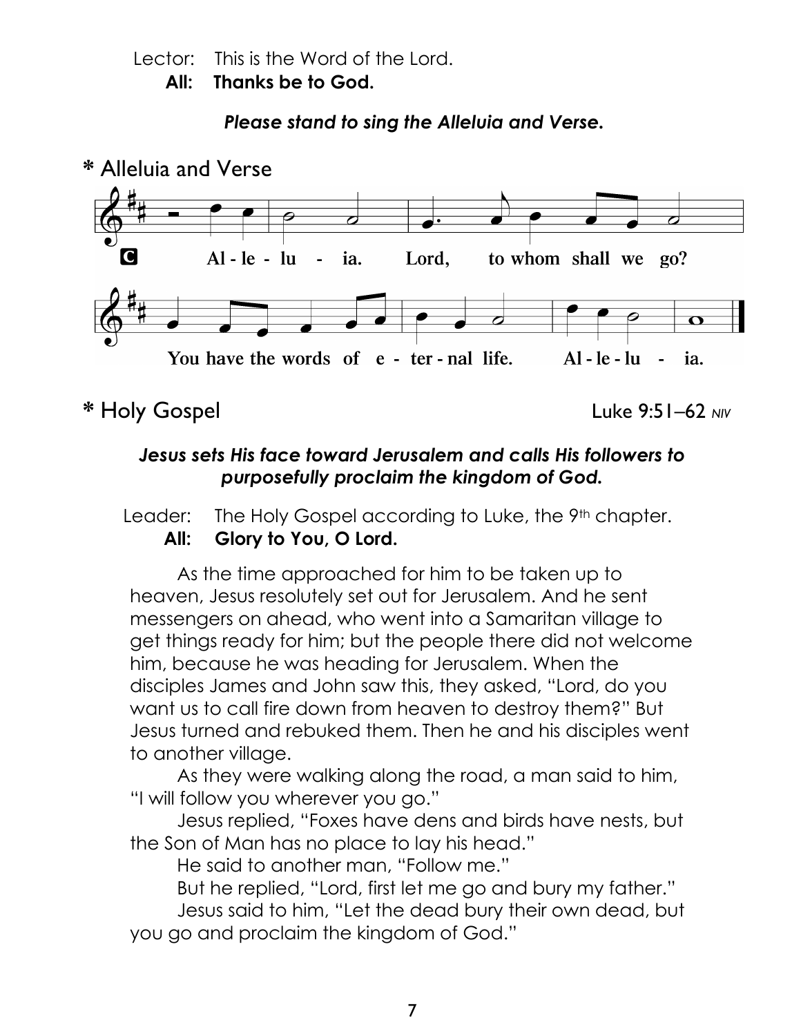Lector: This is the Word of the Lord.
**All: Thanks be to God.**

***Please stand to sing the Alleluia and Verse.***

## * Alleluia and Verse

**Al - le - lu - ia. Lord, to whom shall we go?**

**You have the words of e - ter - nal life. Al - le - lu - ia.**

## * Holy Gospel

Luke 9:51–62 *NIV*

***Jesus sets His face toward Jerusalem and calls His followers to purposefully proclaim the kingdom of God.***

Leader: The Holy Gospel according to Luke, the 9th chapter.
**All: Glory to You, O Lord.**

As the time approached for him to be taken up to heaven, Jesus resolutely set out for Jerusalem. And he sent messengers on ahead, who went into a Samaritan village to get things ready for him; but the people there did not welcome him, because he was heading for Jerusalem. When the disciples James and John saw this, they asked, "Lord, do you want us to call fire down from heaven to destroy them?" But Jesus turned and rebuked them. Then he and his disciples went to another village.

As they were walking along the road, a man said to him, "I will follow you wherever you go."

Jesus replied, "Foxes have dens and birds have nests, but the Son of Man has no place to lay his head."

He said to another man, "Follow me."

But he replied, "Lord, first let me go and bury my father."

Jesus said to him, "Let the dead bury their own dead, but you go and proclaim the kingdom of God."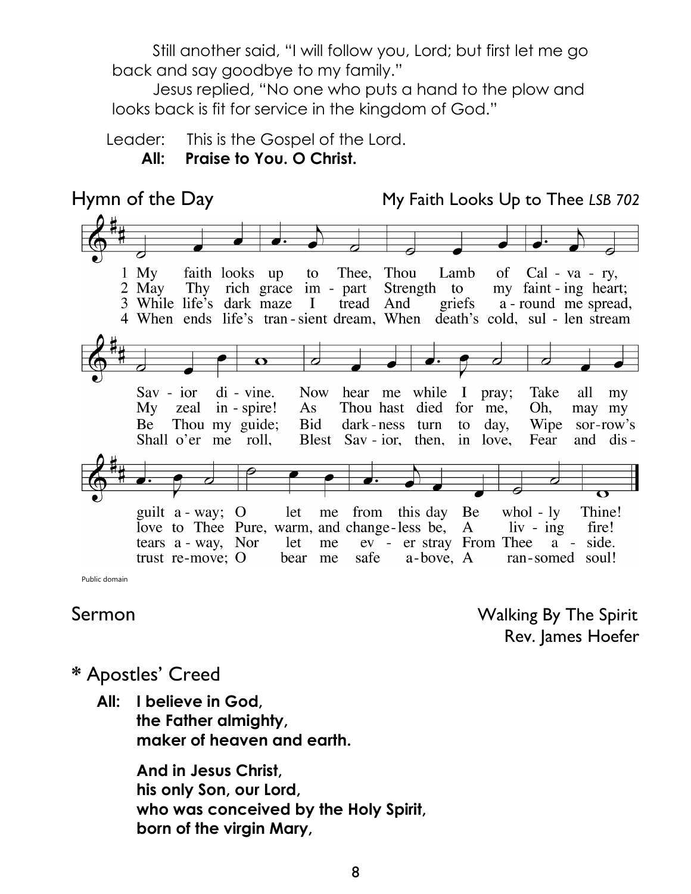Still another said, "I will follow you, Lord; but first let me go back and say goodbye to my family."

Jesus replied, "No one who puts a hand to the plow and looks back is fit for service in the kingdom of God."

Leader: This is the Gospel of the Lord.
**All: Praise to You. O Christ.**

## Hymn of the Day — My Faith Looks Up to Thee *LSB 702*

1 My faith looks up to Thee, Thou Lamb of Cal - va - ry, Sav - ior di - vine. Now hear me while I pray; Take all my guilt a - way; O let me from this day Be whol - ly Thine!

2 May Thy rich grace im - part Strength to my faint - ing heart; My zeal in - spire! As Thou hast died for me, Oh, may my love to Thee Pure, warm, and change - less be, A liv - ing fire!

3 While life's dark maze I tread And griefs a - round me spread, Be Thou my guide; Bid dark - ness turn to day, Wipe sor - row's tears a - way, Nor let me ev - er stray From Thee a - side.

4 When ends life's tran - sient dream, When death's cold, sul - len stream Shall o'er me roll, Blest Sav - ior, then, in love, Fear and dis - trust re - move; O bear me safe a - bove, A ran - somed soul!

Public domain

## Sermon — Walking By The Spirit
Rev. James Hoefer

## * Apostles' Creed

**All: I believe in God,**
**the Father almighty,**
**maker of heaven and earth.**

**And in Jesus Christ,**
**his only Son, our Lord,**
**who was conceived by the Holy Spirit,**
**born of the virgin Mary,**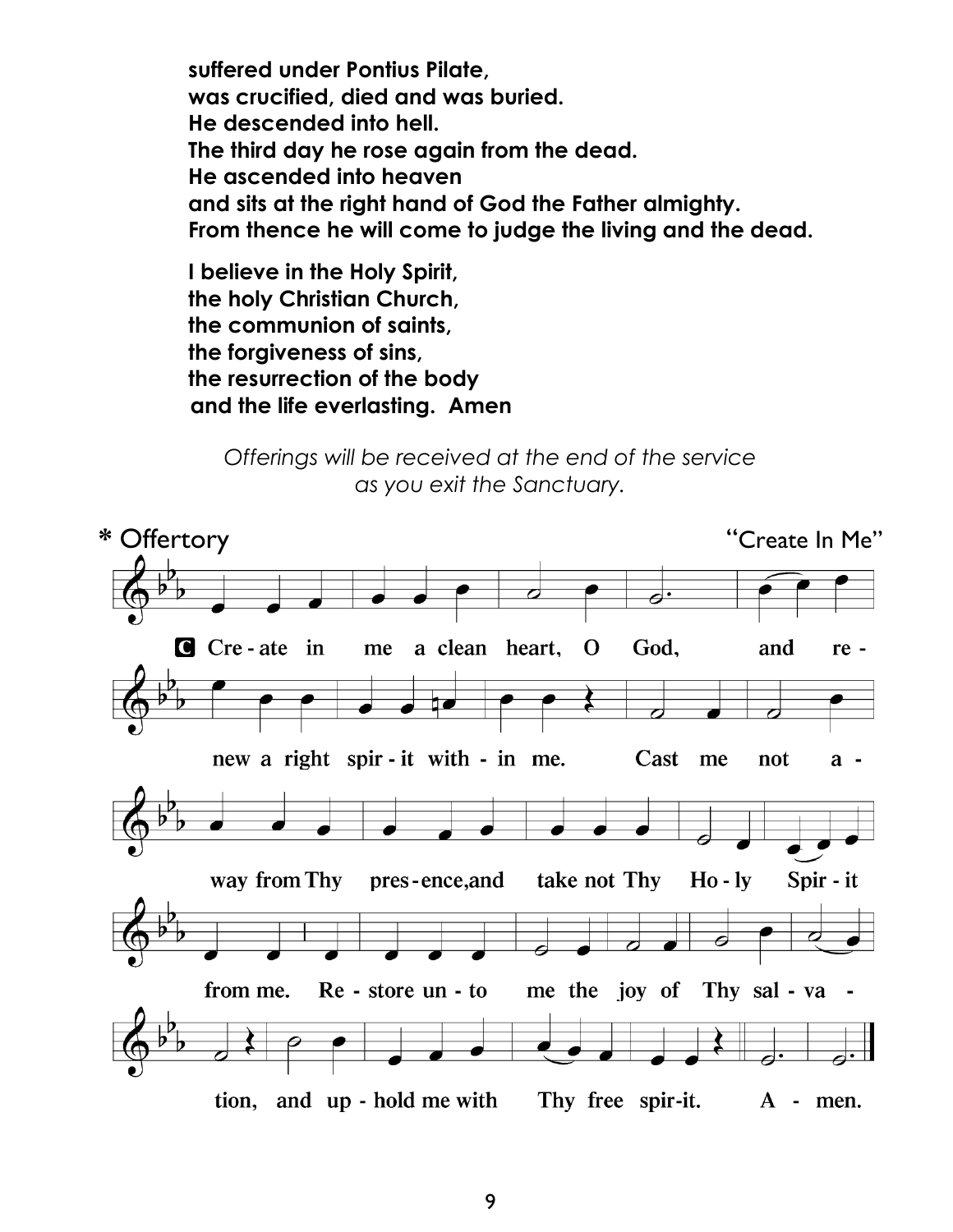**suffered under Pontius Pilate,**
**was crucified, died and was buried.**
**He descended into hell.**
**The third day he rose again from the dead.**
**He ascended into heaven**
**and sits at the right hand of God the Father almighty.**
**From thence he will come to judge the living and the dead.**

**I believe in the Holy Spirit,**
**the holy Christian Church,**
**the communion of saints,**
**the forgiveness of sins,**
**the resurrection of the body**
**and the life everlasting. Amen**

*Offerings will be received at the end of the service as you exit the Sanctuary.*

\* Offertory "Create In Me"

**C** Cre - ate in me a clean heart, O God, and re - new a right spir - it with - in me. Cast me not a - way from Thy pres - ence, and take not Thy Ho - ly Spir - it from me. Re - store un - to me the joy of Thy sal - va - tion, and up - hold me with Thy free spir - it. A - men.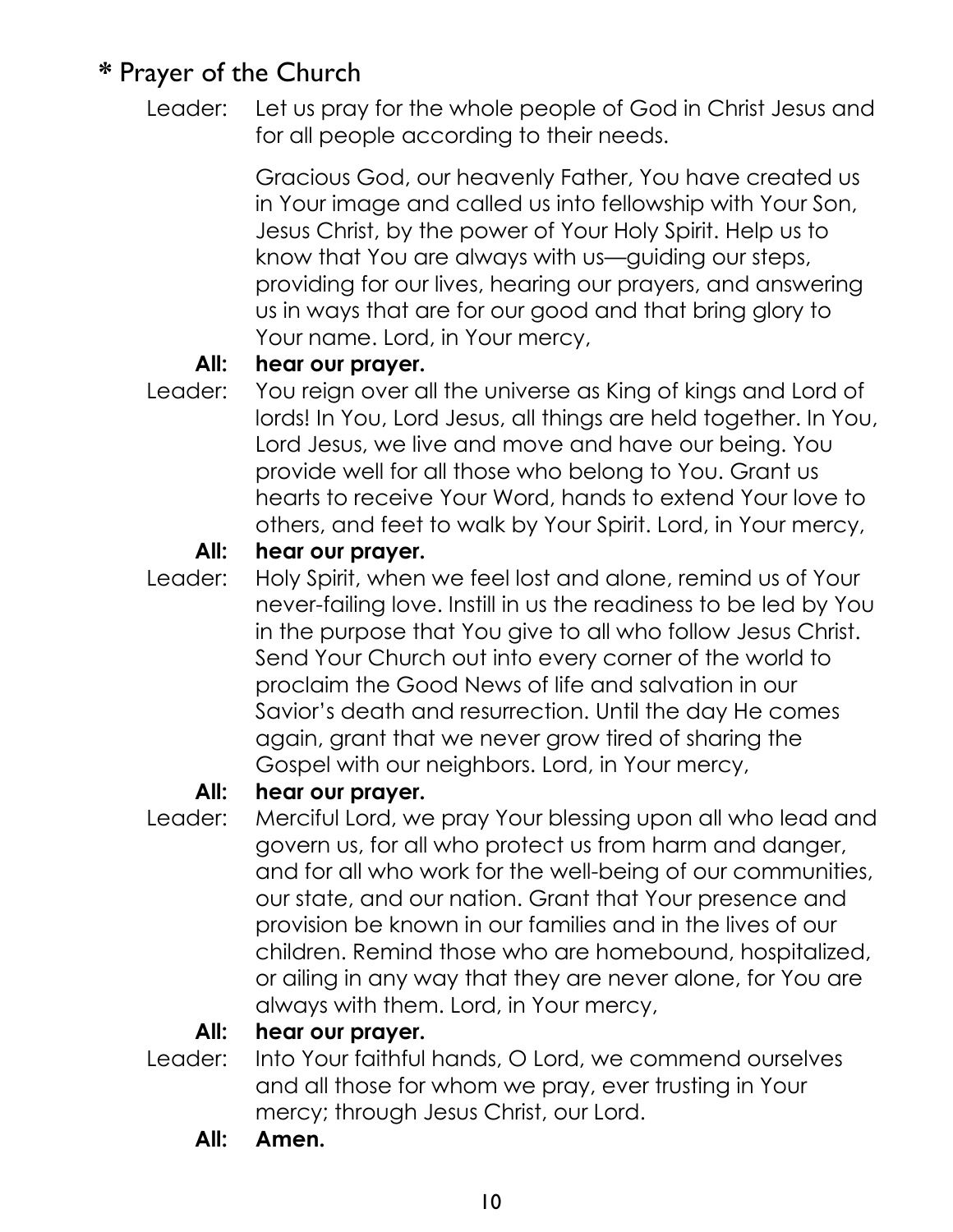## * Prayer of the Church

Leader: Let us pray for the whole people of God in Christ Jesus and for all people according to their needs.

Gracious God, our heavenly Father, You have created us in Your image and called us into fellowship with Your Son, Jesus Christ, by the power of Your Holy Spirit. Help us to know that You are always with us—guiding our steps, providing for our lives, hearing our prayers, and answering us in ways that are for our good and that bring glory to Your name. Lord, in Your mercy,

**All: hear our prayer.**

Leader: You reign over all the universe as King of kings and Lord of lords! In You, Lord Jesus, all things are held together. In You, Lord Jesus, we live and move and have our being. You provide well for all those who belong to You. Grant us hearts to receive Your Word, hands to extend Your love to others, and feet to walk by Your Spirit. Lord, in Your mercy,

**All: hear our prayer.**

Leader: Holy Spirit, when we feel lost and alone, remind us of Your never-failing love. Instill in us the readiness to be led by You in the purpose that You give to all who follow Jesus Christ. Send Your Church out into every corner of the world to proclaim the Good News of life and salvation in our Savior's death and resurrection. Until the day He comes again, grant that we never grow tired of sharing the Gospel with our neighbors. Lord, in Your mercy,

**All: hear our prayer.**

Leader: Merciful Lord, we pray Your blessing upon all who lead and govern us, for all who protect us from harm and danger, and for all who work for the well-being of our communities, our state, and our nation. Grant that Your presence and provision be known in our families and in the lives of our children. Remind those who are homebound, hospitalized, or ailing in any way that they are never alone, for You are always with them. Lord, in Your mercy,

**All: hear our prayer.**

Leader: Into Your faithful hands, O Lord, we commend ourselves and all those for whom we pray, ever trusting in Your mercy; through Jesus Christ, our Lord.

**All: Amen.**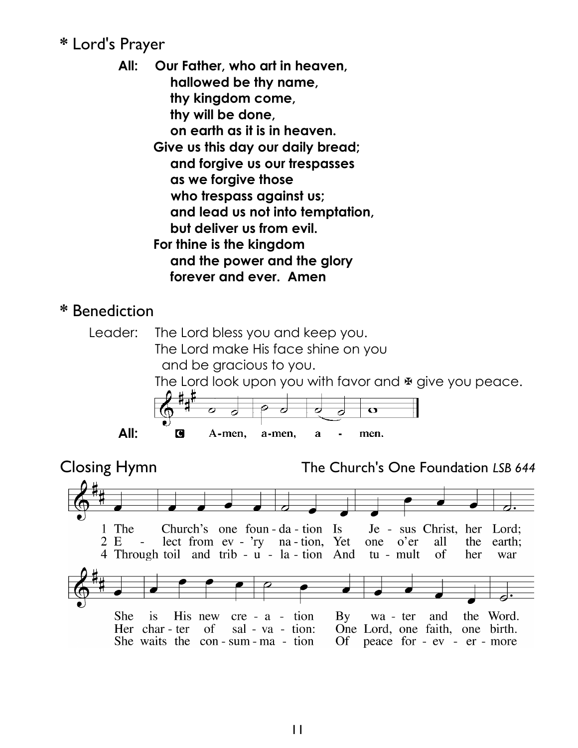## * Lord's Prayer

**All:** **Our Father, who art in heaven,**
**hallowed be thy name,**
**thy kingdom come,**
**thy will be done,**
**on earth as it is in heaven.**
**Give us this day our daily bread;**
**and forgive us our trespasses**
**as we forgive those**
**who trespass against us;**
**and lead us not into temptation,**
**but deliver us from evil.**
**For thine is the kingdom**
**and the power and the glory**
**forever and ever. Amen**

## * Benediction

Leader: The Lord bless you and keep you.
The Lord make His face shine on you
and be gracious to you.
The Lord look upon you with favor and ✠ give you peace.

**All:** A-men, a-men, a - men.

## Closing Hymn

The Church's One Foundation *LSB 644*

1 The Church's one foun-da-tion Is Je-sus Christ, her Lord;
She is His new cre-a-tion By wa-ter and the Word.

2 E-lect from ev-'ry na-tion, Yet one o'er all the earth;
Her char-ter of sal-va-tion: One Lord, one faith, one birth.

4 Through toil and trib-u-la-tion And tu-mult of her war
She waits the con-sum-ma-tion Of peace for-ev-er-more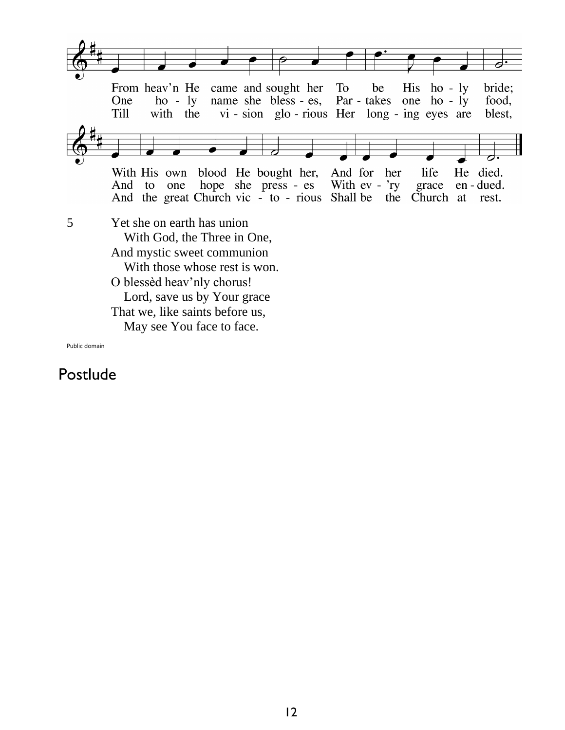From heav'n He came and sought her To be His ho - ly bride;
One ho - ly name she bless - es, Par - takes one ho - ly food,
Till with the vi - sion glo - rious Her long - ing eyes are blest,

With His own blood He bought her, And for her life He died.
And to one hope she press - es With ev - 'ry grace en - dued.
And the great Church vic - to - rious Shall be the Church at rest.

5 Yet she on earth has union
With God, the Three in One,
And mystic sweet communion
With those whose rest is won.
O blessèd heav'nly chorus!
Lord, save us by Your grace
That we, like saints before us,
May see You face to face.

Public domain

## Postlude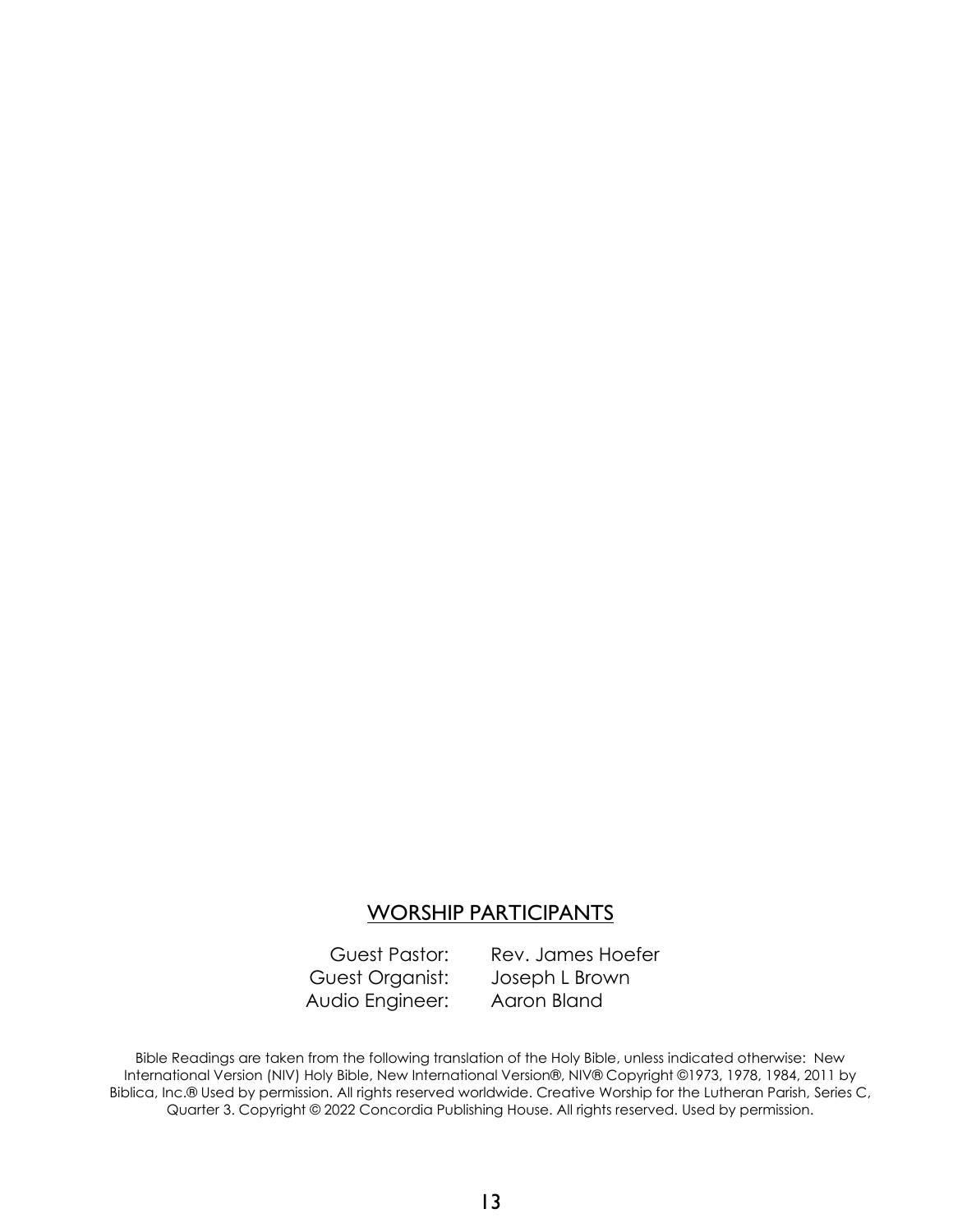## WORSHIP PARTICIPANTS

| | |
|---|---|
| Guest Pastor: | Rev. James Hoefer |
| Guest Organist: | Joseph L Brown |
| Audio Engineer: | Aaron Bland |

Bible Readings are taken from the following translation of the Holy Bible, unless indicated otherwise: New International Version (NIV) Holy Bible, New International Version®, NIV® Copyright ©1973, 1978, 1984, 2011 by Biblica, Inc.® Used by permission. All rights reserved worldwide. Creative Worship for the Lutheran Parish, Series C, Quarter 3. Copyright © 2022 Concordia Publishing House. All rights reserved. Used by permission.